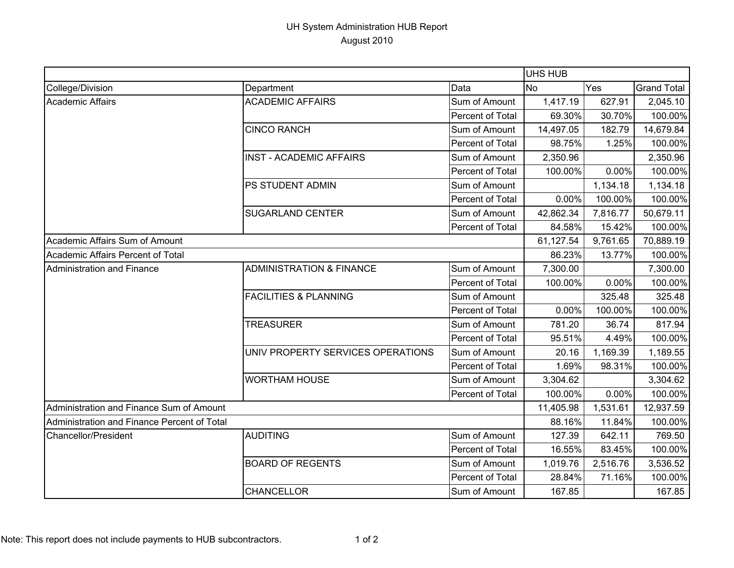# UH System Administration HUB Report

August 2010

| | | | UHS HUB | | |
|---|---|---|---|---|---|
| College/Division | Department | Data | No | Yes | Grand Total |
| Academic Affairs | ACADEMIC AFFAIRS | Sum of Amount | 1,417.19 | 627.91 | 2,045.10 |
| | | Percent of Total | 69.30% | 30.70% | 100.00% |
| | CINCO RANCH | Sum of Amount | 14,497.05 | 182.79 | 14,679.84 |
| | | Percent of Total | 98.75% | 1.25% | 100.00% |
| | INST - ACADEMIC AFFAIRS | Sum of Amount | 2,350.96 | | 2,350.96 |
| | | Percent of Total | 100.00% | 0.00% | 100.00% |
| | PS STUDENT ADMIN | Sum of Amount | | 1,134.18 | 1,134.18 |
| | | Percent of Total | 0.00% | 100.00% | 100.00% |
| | SUGARLAND CENTER | Sum of Amount | 42,862.34 | 7,816.77 | 50,679.11 |
| | | Percent of Total | 84.58% | 15.42% | 100.00% |
| Academic Affairs Sum of Amount | | | 61,127.54 | 9,761.65 | 70,889.19 |
| Academic Affairs Percent of Total | | | 86.23% | 13.77% | 100.00% |
| Administration and Finance | ADMINISTRATION & FINANCE | Sum of Amount | 7,300.00 | | 7,300.00 |
| | | Percent of Total | 100.00% | 0.00% | 100.00% |
| | FACILITIES & PLANNING | Sum of Amount | | 325.48 | 325.48 |
| | | Percent of Total | 0.00% | 100.00% | 100.00% |
| | TREASURER | Sum of Amount | 781.20 | 36.74 | 817.94 |
| | | Percent of Total | 95.51% | 4.49% | 100.00% |
| | UNIV PROPERTY SERVICES OPERATIONS | Sum of Amount | 20.16 | 1,169.39 | 1,189.55 |
| | | Percent of Total | 1.69% | 98.31% | 100.00% |
| | WORTHAM HOUSE | Sum of Amount | 3,304.62 | | 3,304.62 |
| | | Percent of Total | 100.00% | 0.00% | 100.00% |
| Administration and Finance Sum of Amount | | | 11,405.98 | 1,531.61 | 12,937.59 |
| Administration and Finance Percent of Total | | | 88.16% | 11.84% | 100.00% |
| Chancellor/President | AUDITING | Sum of Amount | 127.39 | 642.11 | 769.50 |
| | | Percent of Total | 16.55% | 83.45% | 100.00% |
| | BOARD OF REGENTS | Sum of Amount | 1,019.76 | 2,516.76 | 3,536.52 |
| | | Percent of Total | 28.84% | 71.16% | 100.00% |
| | CHANCELLOR | Sum of Amount | 167.85 | | 167.85 |

Note: This report does not include payments to HUB subcontractors.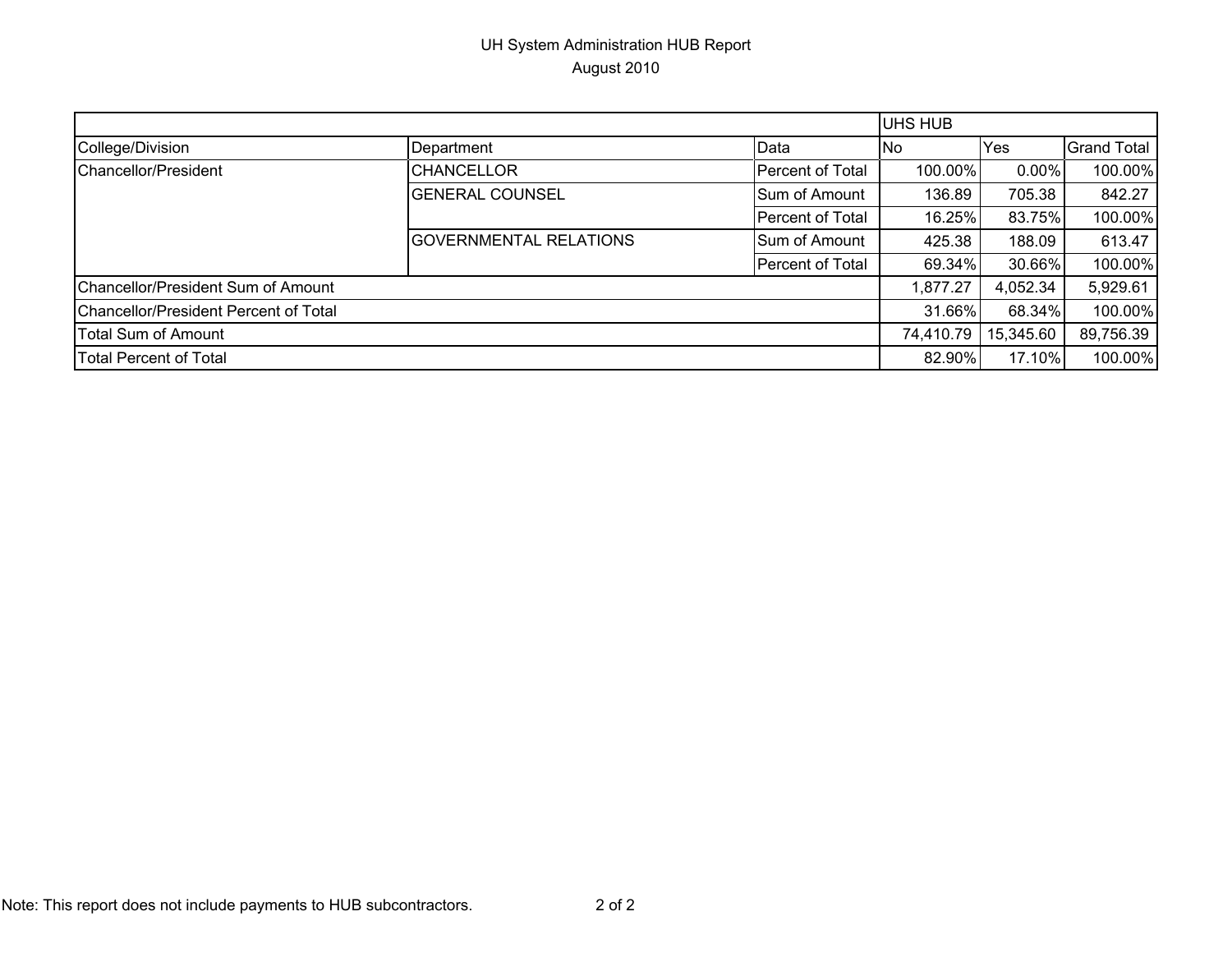UH System Administration HUB Report

August 2010

| | | | UHS HUB | | |
|---|---|---|---|---|---|
| College/Division | Department | Data | No | Yes | Grand Total |
| Chancellor/President | CHANCELLOR | Percent of Total | 100.00% | 0.00% | 100.00% |
| | GENERAL COUNSEL | Sum of Amount | 136.89 | 705.38 | 842.27 |
| | | Percent of Total | 16.25% | 83.75% | 100.00% |
| | GOVERNMENTAL RELATIONS | Sum of Amount | 425.38 | 188.09 | 613.47 |
| | | Percent of Total | 69.34% | 30.66% | 100.00% |
| Chancellor/President Sum of Amount | | | 1,877.27 | 4,052.34 | 5,929.61 |
| Chancellor/President Percent of Total | | | 31.66% | 68.34% | 100.00% |
| Total Sum of Amount | | | 74,410.79 | 15,345.60 | 89,756.39 |
| Total Percent of Total | | | 82.90% | 17.10% | 100.00% |

Note: This report does not include payments to HUB subcontractors.